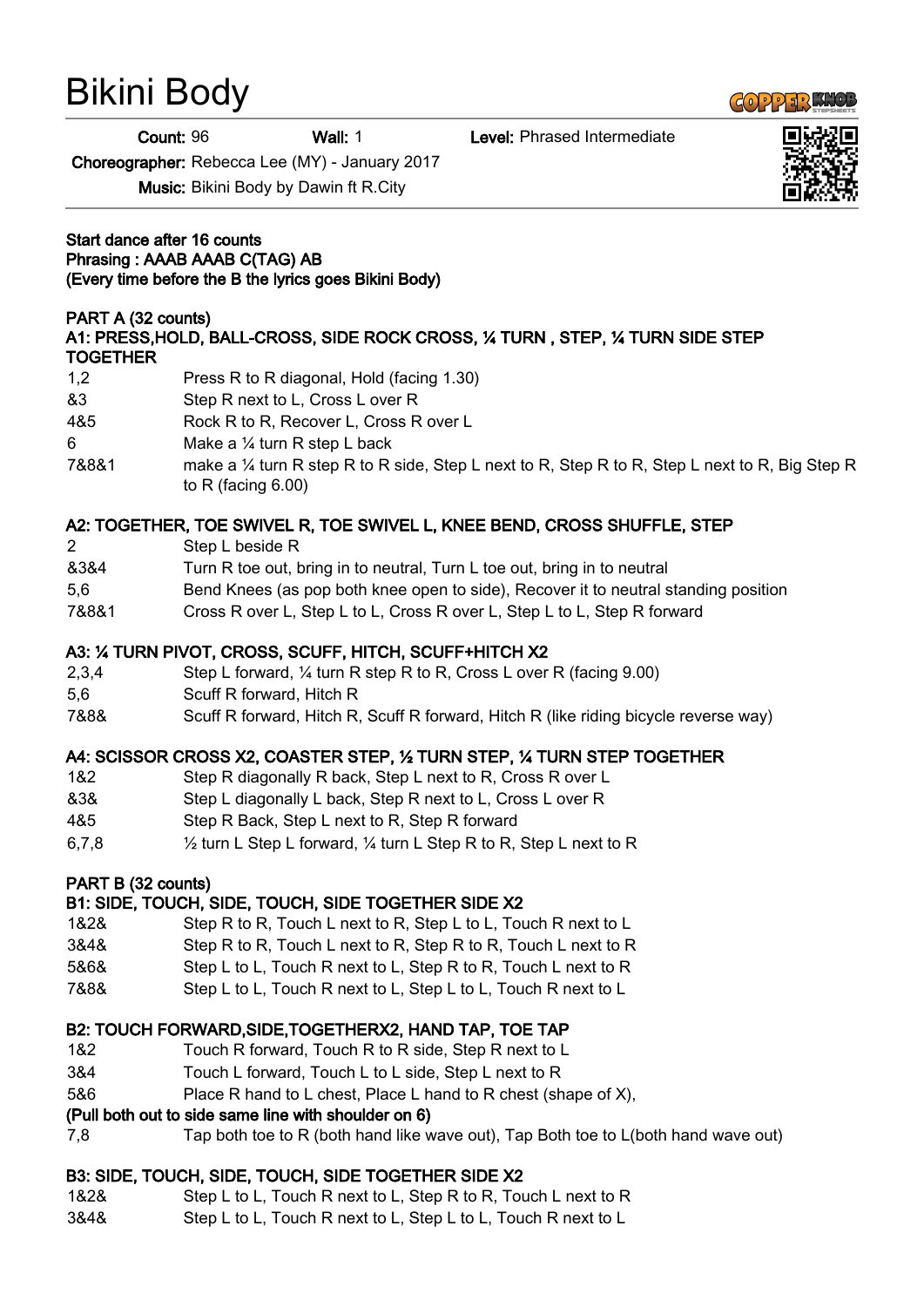# Bikini Body

**Count:** 96 **Wall:** 1 **Level:** Phrased Intermediate

**Choreographer:** Rebecca Lee (MY) - January 2017

**Music:** Bikini Body by Dawin ft R.City

**Start dance after 16 counts**
**Phrasing : AAAB AAAB C(TAG) AB**
**(Every time before the B the lyrics goes Bikini Body)**

## PART A (32 counts)

### A1: PRESS,HOLD, BALL-CROSS, SIDE ROCK CROSS, ¼ TURN , STEP, ¼ TURN SIDE STEP TOGETHER

| | |
|---|---|
| 1,2 | Press R to R diagonal, Hold (facing 1.30) |
| &3 | Step R next to L, Cross L over R |
| 4&5 | Rock R to R, Recover L, Cross R over L |
| 6 | Make a ¼ turn R step L back |
| 7&8&1 | make a ¼ turn R step R to R side, Step L next to R, Step R to R, Step L next to R, Big Step R to R (facing 6.00) |

### A2: TOGETHER, TOE SWIVEL R, TOE SWIVEL L, KNEE BEND, CROSS SHUFFLE, STEP

| | |
|---|---|
| 2 | Step L beside R |
| &3&4 | Turn R toe out, bring in to neutral, Turn L toe out, bring in to neutral |
| 5,6 | Bend Knees (as pop both knee open to side), Recover it to neutral standing position |
| 7&8&1 | Cross R over L, Step L to L, Cross R over L, Step L to L, Step R forward |

### A3: ¼ TURN PIVOT, CROSS, SCUFF, HITCH, SCUFF+HITCH X2

| | |
|---|---|
| 2,3,4 | Step L forward, ¼ turn R step R to R, Cross L over R (facing 9.00) |
| 5,6 | Scuff R forward, Hitch R |
| 7&8& | Scuff R forward, Hitch R, Scuff R forward, Hitch R (like riding bicycle reverse way) |

### A4: SCISSOR CROSS X2, COASTER STEP, ½ TURN STEP, ¼ TURN STEP TOGETHER

| | |
|---|---|
| 1&2 | Step R diagonally R back, Step L next to R, Cross R over L |
| &3& | Step L diagonally L back, Step R next to L, Cross L over R |
| 4&5 | Step R Back, Step L next to R, Step R forward |
| 6,7,8 | ½ turn L Step L forward, ¼ turn L Step R to R, Step L next to R |

## PART B (32 counts)

### B1: SIDE, TOUCH, SIDE, TOUCH, SIDE TOGETHER SIDE X2

| | |
|---|---|
| 1&2& | Step R to R, Touch L next to R, Step L to L, Touch R next to L |
| 3&4& | Step R to R, Touch L next to R, Step R to R, Touch L next to R |
| 5&6& | Step L to L, Touch R next to L, Step R to R, Touch L next to R |
| 7&8& | Step L to L, Touch R next to L, Step L to L, Touch R next to L |

### B2: TOUCH FORWARD,SIDE,TOGETHERX2, HAND TAP, TOE TAP

| | |
|---|---|
| 1&2 | Touch R forward, Touch R to R side, Step R next to L |
| 3&4 | Touch L forward, Touch L to L side, Step L next to R |
| 5&6 | Place R hand to L chest, Place L hand to R chest (shape of X), |

**(Pull both out to side same line with shoulder on 6)**

| | |
|---|---|
| 7,8 | Tap both toe to R (both hand like wave out), Tap Both toe to L(both hand wave out) |

### B3: SIDE, TOUCH, SIDE, TOUCH, SIDE TOGETHER SIDE X2

| | |
|---|---|
| 1&2& | Step L to L, Touch R next to L, Step R to R, Touch L next to R |
| 3&4& | Step L to L, Touch R next to L, Step L to L, Touch R next to L |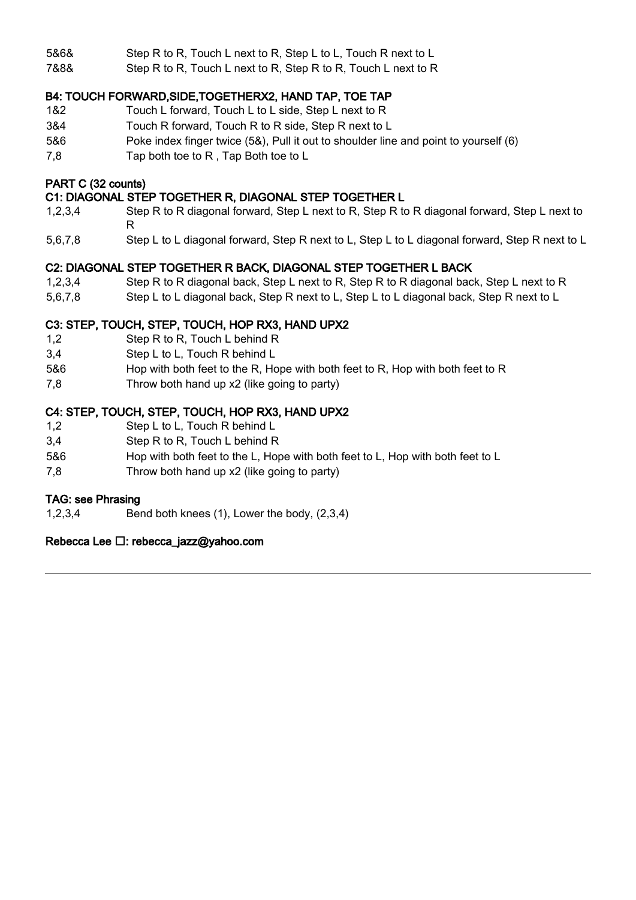| | |
|---|---|
| 5&6& | Step R to R, Touch L next to R, Step L to L, Touch R next to L |
| 7&8& | Step R to R, Touch L next to R, Step R to R, Touch L next to R |

**B4: TOUCH FORWARD,SIDE,TOGETHERX2, HAND TAP, TOE TAP**

| | |
|---|---|
| 1&2 | Touch L forward, Touch L to L side, Step L next to R |
| 3&4 | Touch R forward, Touch R to R side, Step R next to L |
| 5&6 | Poke index finger twice (5&), Pull it out to shoulder line and point to yourself (6) |
| 7,8 | Tap both toe to R , Tap Both toe to L |

**PART C (32 counts)**

**C1: DIAGONAL STEP TOGETHER R, DIAGONAL STEP TOGETHER L**

| | |
|---|---|
| 1,2,3,4 | Step R to R diagonal forward, Step L next to R, Step R to R diagonal forward, Step L next to R |
| 5,6,7,8 | Step L to L diagonal forward, Step R next to L, Step L to L diagonal forward, Step R next to L |

**C2: DIAGONAL STEP TOGETHER R BACK, DIAGONAL STEP TOGETHER L BACK**

| | |
|---|---|
| 1,2,3,4 | Step R to R diagonal back, Step L next to R, Step R to R diagonal back, Step L next to R |
| 5,6,7,8 | Step L to L diagonal back, Step R next to L, Step L to L diagonal back, Step R next to L |

**C3: STEP, TOUCH, STEP, TOUCH, HOP RX3, HAND UPX2**

| | |
|---|---|
| 1,2 | Step R to R, Touch L behind R |
| 3,4 | Step L to L, Touch R behind L |
| 5&6 | Hop with both feet to the R, Hope with both feet to R, Hop with both feet to R |
| 7,8 | Throw both hand up x2 (like going to party) |

**C4: STEP, TOUCH, STEP, TOUCH, HOP RX3, HAND UPX2**

| | |
|---|---|
| 1,2 | Step L to L, Touch R behind L |
| 3,4 | Step R to R, Touch L behind R |
| 5&6 | Hop with both feet to the L, Hope with both feet to L, Hop with both feet to L |
| 7,8 | Throw both hand up x2 (like going to party) |

**TAG: see Phrasing**

| | |
|---|---|
| 1,2,3,4 | Bend both knees (1), Lower the body, (2,3,4) |

**Rebecca Lee □: rebecca_jazz@yahoo.com**